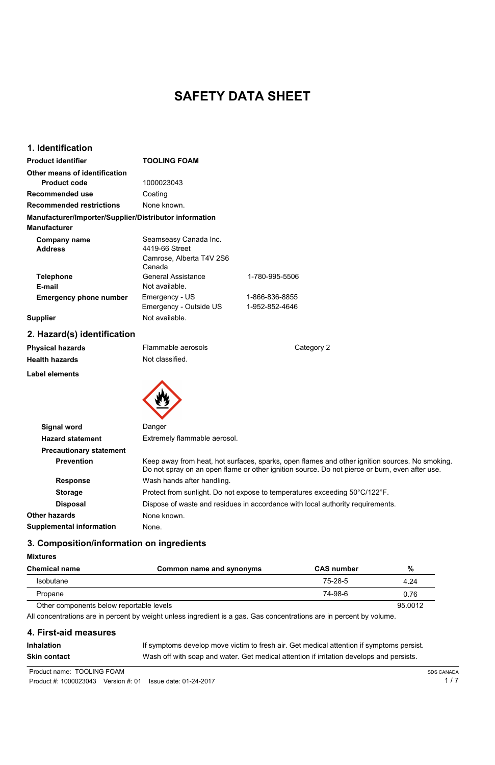# SAFETY DATA SHEET

## 1. Identification

| | | |
|---|---|---|
| **Product identifier** | **TOOLING FOAM** | |
| **Other means of identification** | | |
| **Product code** | 1000023043 | |
| **Recommended use** | Coating | |
| **Recommended restrictions** | None known. | |

**Manufacturer/Importer/Supplier/Distributor information**

**Manufacturer**

| | | |
|---|---|---|
| **Company name** | Seamseasy Canada Inc. | |
| **Address** | 4419-66 Street<br>Camrose, Alberta T4V 2S6<br>Canada | |
| **Telephone** | General Assistance | 1-780-995-5506 |
| **E-mail** | Not available. | |
| **Emergency phone number** | Emergency - US | 1-866-836-8855 |
| | Emergency - Outside US | 1-952-852-4646 |
| **Supplier** | Not available. | |

## 2. Hazard(s) identification

| | | |
|---|---|---|
| **Physical hazards** | Flammable aerosols | Category 2 |
| **Health hazards** | Not classified. | |

**Label elements**

**Signal word** Danger

**Hazard statement** Extremely flammable aerosol.

**Precautionary statement**

**Prevention** Keep away from heat, hot surfaces, sparks, open flames and other ignition sources. No smoking. Do not spray on an open flame or other ignition source. Do not pierce or burn, even after use.

**Response** Wash hands after handling.

**Storage** Protect from sunlight. Do not expose to temperatures exceeding 50°C/122°F.

**Disposal** Dispose of waste and residues in accordance with local authority requirements.

**Other hazards** None known.

**Supplemental information** None.

## 3. Composition/information on ingredients

**Mixtures**

| Chemical name | Common name and synonyms | CAS number | % |
|---|---|---|---|
| Isobutane | | 75-28-5 | 4.24 |
| Propane | | 74-98-6 | 0.76 |
| Other components below reportable levels | | | 95.0012 |

All concentrations are in percent by weight unless ingredient is a gas. Gas concentrations are in percent by volume.

## 4. First-aid measures

**Inhalation** If symptoms develop move victim to fresh air. Get medical attention if symptoms persist.

**Skin contact** Wash off with soap and water. Get medical attention if irritation develops and persists.

Product name: TOOLING FOAM
Product #: 1000023043 Version #: 01 Issue date: 01-24-2017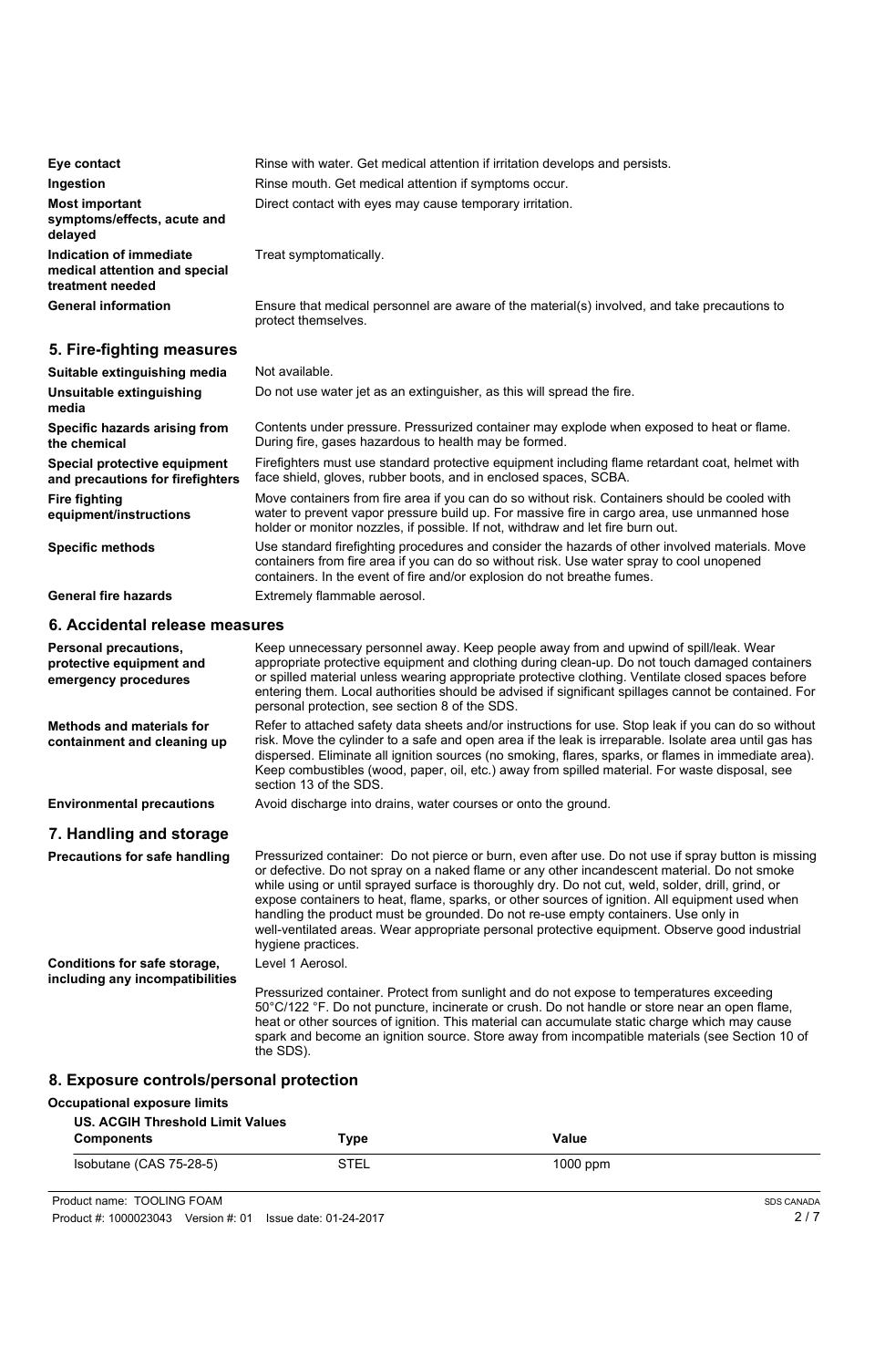**Eye contact** Rinse with water. Get medical attention if irritation develops and persists.

**Ingestion** Rinse mouth. Get medical attention if symptoms occur.

**Most important symptoms/effects, acute and delayed** Direct contact with eyes may cause temporary irritation.

**Indication of immediate medical attention and special treatment needed** Treat symptomatically.

**General information** Ensure that medical personnel are aware of the material(s) involved, and take precautions to protect themselves.

## 5. Fire-fighting measures

**Suitable extinguishing media** Not available.

**Unsuitable extinguishing media** Do not use water jet as an extinguisher, as this will spread the fire.

**Specific hazards arising from the chemical** Contents under pressure. Pressurized container may explode when exposed to heat or flame. During fire, gases hazardous to health may be formed.

**Special protective equipment and precautions for firefighters** Firefighters must use standard protective equipment including flame retardant coat, helmet with face shield, gloves, rubber boots, and in enclosed spaces, SCBA.

**Fire fighting equipment/instructions** Move containers from fire area if you can do so without risk. Containers should be cooled with water to prevent vapor pressure build up. For massive fire in cargo area, use unmanned hose holder or monitor nozzles, if possible. If not, withdraw and let fire burn out.

**Specific methods** Use standard firefighting procedures and consider the hazards of other involved materials. Move containers from fire area if you can do so without risk. Use water spray to cool unopened containers. In the event of fire and/or explosion do not breathe fumes.

**General fire hazards** Extremely flammable aerosol.

## 6. Accidental release measures

**Personal precautions, protective equipment and emergency procedures** Keep unnecessary personnel away. Keep people away from and upwind of spill/leak. Wear appropriate protective equipment and clothing during clean-up. Do not touch damaged containers or spilled material unless wearing appropriate protective clothing. Ventilate closed spaces before entering them. Local authorities should be advised if significant spillages cannot be contained. For personal protection, see section 8 of the SDS.

**Methods and materials for containment and cleaning up** Refer to attached safety data sheets and/or instructions for use. Stop leak if you can do so without risk. Move the cylinder to a safe and open area if the leak is irreparable. Isolate area until gas has dispersed. Eliminate all ignition sources (no smoking, flares, sparks, or flames in immediate area). Keep combustibles (wood, paper, oil, etc.) away from spilled material. For waste disposal, see section 13 of the SDS.

**Environmental precautions** Avoid discharge into drains, water courses or onto the ground.

## 7. Handling and storage

**Precautions for safe handling** Pressurized container: Do not pierce or burn, even after use. Do not use if spray button is missing or defective. Do not spray on a naked flame or any other incandescent material. Do not smoke while using or until sprayed surface is thoroughly dry. Do not cut, weld, solder, drill, grind, or expose containers to heat, flame, sparks, or other sources of ignition. All equipment used when handling the product must be grounded. Do not re-use empty containers. Use only in well-ventilated areas. Wear appropriate personal protective equipment. Observe good industrial hygiene practices.

**Conditions for safe storage, including any incompatibilities** Level 1 Aerosol.

Pressurized container. Protect from sunlight and do not expose to temperatures exceeding 50°C/122 °F. Do not puncture, incinerate or crush. Do not handle or store near an open flame, heat or other sources of ignition. This material can accumulate static charge which may cause spark and become an ignition source. Store away from incompatible materials (see Section 10 of the SDS).

## 8. Exposure controls/personal protection

**Occupational exposure limits**

**US. ACGIH Threshold Limit Values**

| Components | Type | Value |
|---|---|---|
| Isobutane (CAS 75-28-5) | STEL | 1000 ppm |

Product name: TOOLING FOAM
Product #: 1000023043 Version #: 01 Issue date: 01-24-2017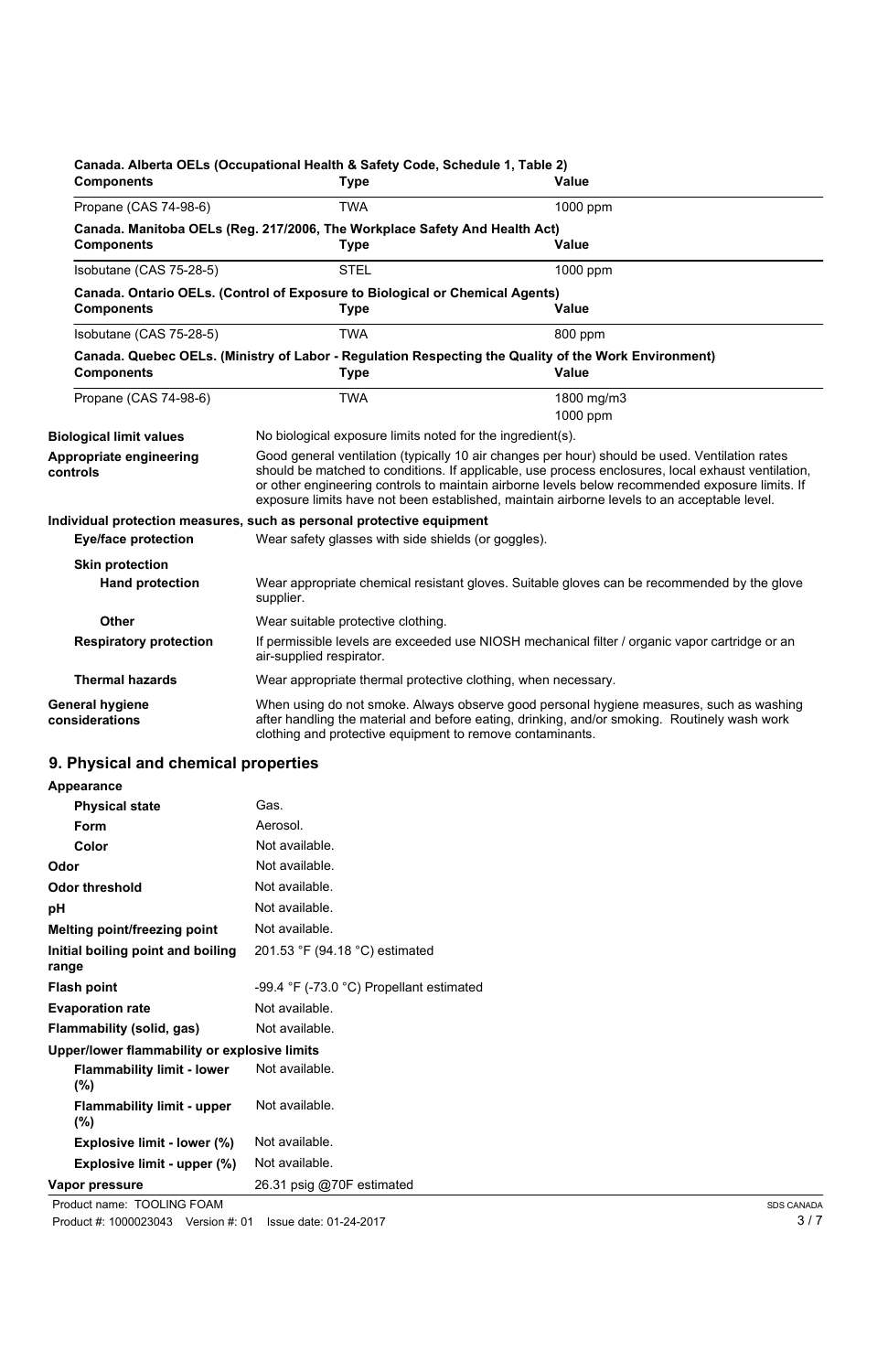**Canada. Alberta OELs (Occupational Health & Safety Code, Schedule 1, Table 2)**

| Components | Type | Value |
|---|---|---|
| Propane (CAS 74-98-6) | TWA | 1000 ppm |

**Canada. Manitoba OELs (Reg. 217/2006, The Workplace Safety And Health Act)**

| Components | Type | Value |
|---|---|---|
| Isobutane (CAS 75-28-5) | STEL | 1000 ppm |

**Canada. Ontario OELs. (Control of Exposure to Biological or Chemical Agents)**

| Components | Type | Value |
|---|---|---|
| Isobutane (CAS 75-28-5) | TWA | 800 ppm |

**Canada. Quebec OELs. (Ministry of Labor - Regulation Respecting the Quality of the Work Environment)**

| Components | Type | Value |
|---|---|---|
| Propane (CAS 74-98-6) | TWA | 1800 mg/m3 |
| | | 1000 ppm |

**Biological limit values** No biological exposure limits noted for the ingredient(s).

**Appropriate engineering controls** Good general ventilation (typically 10 air changes per hour) should be used. Ventilation rates should be matched to conditions. If applicable, use process enclosures, local exhaust ventilation, or other engineering controls to maintain airborne levels below recommended exposure limits. If exposure limits have not been established, maintain airborne levels to an acceptable level.

**Individual protection measures, such as personal protective equipment**

**Eye/face protection** Wear safety glasses with side shields (or goggles).

**Skin protection**

**Hand protection** Wear appropriate chemical resistant gloves. Suitable gloves can be recommended by the glove supplier.

**Other** Wear suitable protective clothing.

**Respiratory protection** If permissible levels are exceeded use NIOSH mechanical filter / organic vapor cartridge or an air-supplied respirator.

**Thermal hazards** Wear appropriate thermal protective clothing, when necessary.

**General hygiene considerations** When using do not smoke. Always observe good personal hygiene measures, such as washing after handling the material and before eating, drinking, and/or smoking. Routinely wash work clothing and protective equipment to remove contaminants.

## 9. Physical and chemical properties

**Appearance**

| | |
|---|---|
| **Physical state** | Gas. |
| **Form** | Aerosol. |
| **Color** | Not available. |
| **Odor** | Not available. |
| **Odor threshold** | Not available. |
| **pH** | Not available. |
| **Melting point/freezing point** | Not available. |
| **Initial boiling point and boiling range** | 201.53 °F (94.18 °C) estimated |
| **Flash point** | -99.4 °F (-73.0 °C) Propellant estimated |
| **Evaporation rate** | Not available. |
| **Flammability (solid, gas)** | Not available. |

**Upper/lower flammability or explosive limits**

| | |
|---|---|
| **Flammability limit - lower (%)** | Not available. |
| **Flammability limit - upper (%)** | Not available. |
| **Explosive limit - lower (%)** | Not available. |
| **Explosive limit - upper (%)** | Not available. |
| **Vapor pressure** | 26.31 psig @70F estimated |

Product name: TOOLING FOAM
Product #: 1000023043 Version #: 01 Issue date: 01-24-2017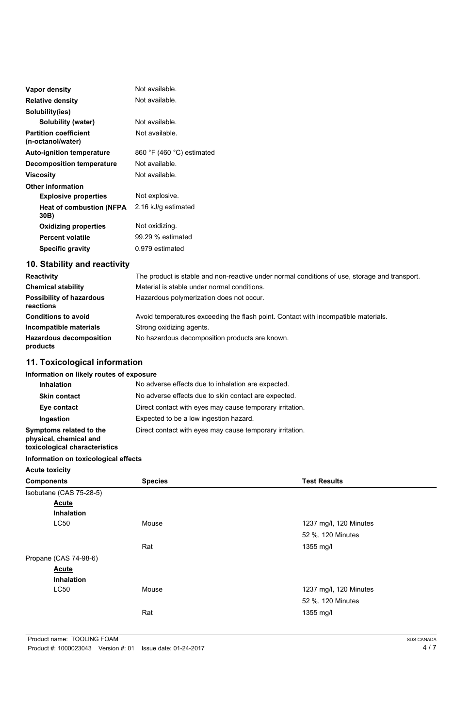| | |
|---|---|
| **Vapor density** | Not available. |
| **Relative density** | Not available. |
| **Solubility(ies)** | |
| **Solubility (water)** | Not available. |
| **Partition coefficient (n-octanol/water)** | Not available. |
| **Auto-ignition temperature** | 860 °F (460 °C) estimated |
| **Decomposition temperature** | Not available. |
| **Viscosity** | Not available. |
| **Other information** | |
| **Explosive properties** | Not explosive. |
| **Heat of combustion (NFPA 30B)** | 2.16 kJ/g estimated |
| **Oxidizing properties** | Not oxidizing. |
| **Percent volatile** | 99.29 % estimated |
| **Specific gravity** | 0.979 estimated |

## 10. Stability and reactivity

| | |
|---|---|
| **Reactivity** | The product is stable and non-reactive under normal conditions of use, storage and transport. |
| **Chemical stability** | Material is stable under normal conditions. |
| **Possibility of hazardous reactions** | Hazardous polymerization does not occur. |
| **Conditions to avoid** | Avoid temperatures exceeding the flash point. Contact with incompatible materials. |
| **Incompatible materials** | Strong oxidizing agents. |
| **Hazardous decomposition products** | No hazardous decomposition products are known. |

## 11. Toxicological information

**Information on likely routes of exposure**

| | |
|---|---|
| **Inhalation** | No adverse effects due to inhalation are expected. |
| **Skin contact** | No adverse effects due to skin contact are expected. |
| **Eye contact** | Direct contact with eyes may cause temporary irritation. |
| **Ingestion** | Expected to be a low ingestion hazard. |
| **Symptoms related to the physical, chemical and toxicological characteristics** | Direct contact with eyes may cause temporary irritation. |

**Information on toxicological effects**

**Acute toxicity**

| Components | Species | Test Results |
|---|---|---|
| Isobutane (CAS 75-28-5) | | |
| Acute | | |
| Inhalation | | |
| LC50 | Mouse | 1237 mg/l, 120 Minutes |
| | | 52 %, 120 Minutes |
| | Rat | 1355 mg/l |
| Propane (CAS 74-98-6) | | |
| Acute | | |
| Inhalation | | |
| LC50 | Mouse | 1237 mg/l, 120 Minutes |
| | | 52 %, 120 Minutes |
| | Rat | 1355 mg/l |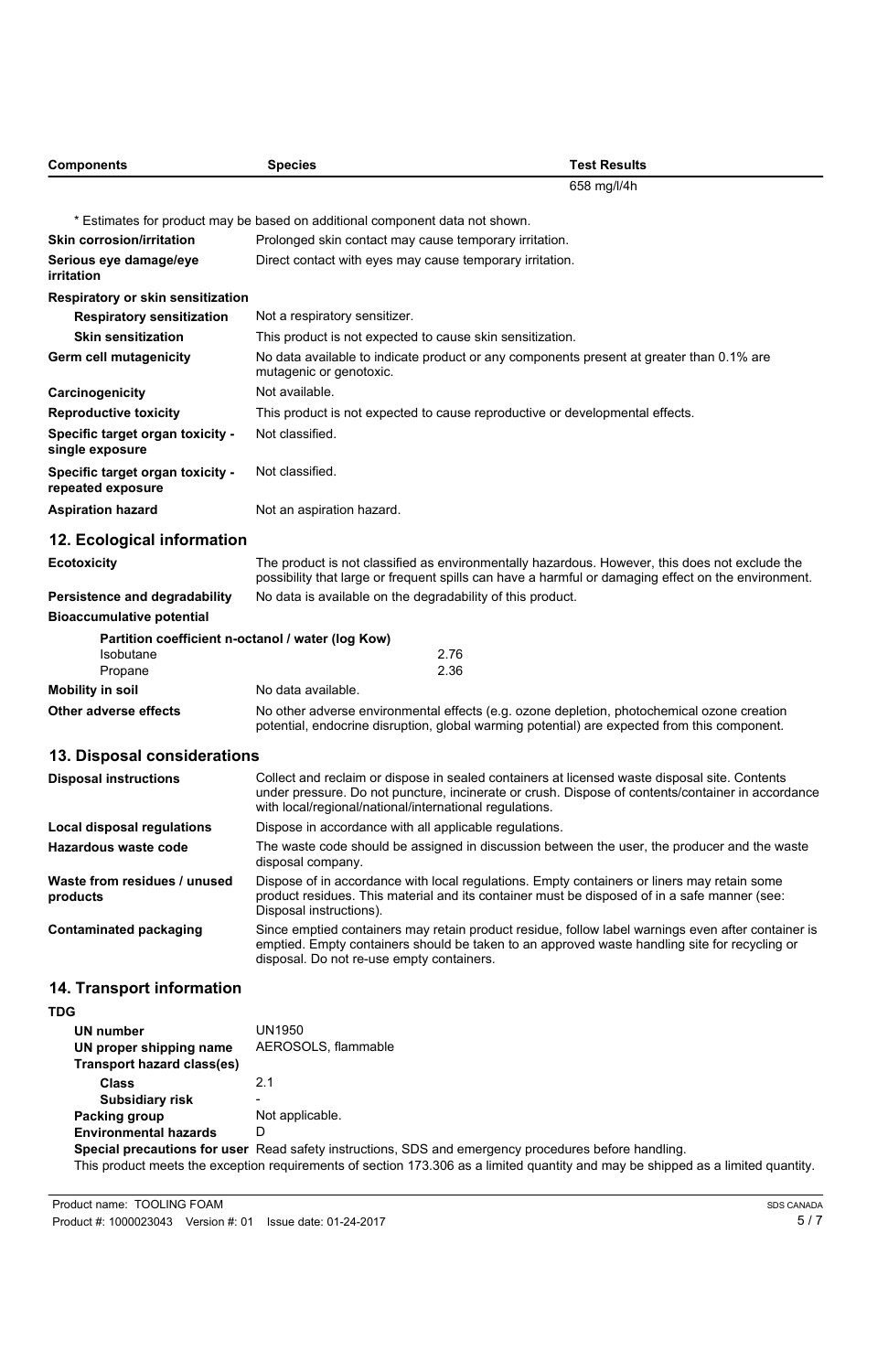| Components | Species | Test Results |
| --- | --- | --- |
| | | 658 mg/l/4h |

* Estimates for product may be based on additional component data not shown.

**Skin corrosion/irritation** Prolonged skin contact may cause temporary irritation.

**Serious eye damage/eye irritation** Direct contact with eyes may cause temporary irritation.

**Respiratory or skin sensitization**

**Respiratory sensitization** Not a respiratory sensitizer.

**Skin sensitization** This product is not expected to cause skin sensitization.

**Germ cell mutagenicity** No data available to indicate product or any components present at greater than 0.1% are mutagenic or genotoxic.

**Carcinogenicity** Not available.

**Reproductive toxicity** This product is not expected to cause reproductive or developmental effects.

**Specific target organ toxicity - single exposure** Not classified.

**Specific target organ toxicity - repeated exposure** Not classified.

**Aspiration hazard** Not an aspiration hazard.

## 12. Ecological information

**Ecotoxicity** The product is not classified as environmentally hazardous. However, this does not exclude the possibility that large or frequent spills can have a harmful or damaging effect on the environment.

**Persistence and degradability** No data is available on the degradability of this product.

**Bioaccumulative potential**

**Partition coefficient n-octanol / water (log Kow)**

| | |
| --- | --- |
| Isobutane | 2.76 |
| Propane | 2.36 |

**Mobility in soil** No data available.

**Other adverse effects** No other adverse environmental effects (e.g. ozone depletion, photochemical ozone creation potential, endocrine disruption, global warming potential) are expected from this component.

## 13. Disposal considerations

**Disposal instructions** Collect and reclaim or dispose in sealed containers at licensed waste disposal site. Contents under pressure. Do not puncture, incinerate or crush. Dispose of contents/container in accordance with local/regional/national/international regulations.

**Local disposal regulations** Dispose in accordance with all applicable regulations.

**Hazardous waste code** The waste code should be assigned in discussion between the user, the producer and the waste disposal company.

**Waste from residues / unused products** Dispose of in accordance with local regulations. Empty containers or liners may retain some product residues. This material and its container must be disposed of in a safe manner (see: Disposal instructions).

**Contaminated packaging** Since emptied containers may retain product residue, follow label warnings even after container is emptied. Empty containers should be taken to an approved waste handling site for recycling or disposal. Do not re-use empty containers.

## 14. Transport information

**TDG**

**UN number** UN1950

**UN proper shipping name** AEROSOLS, flammable

**Transport hazard class(es)**

**Class** 2.1

**Subsidiary risk** -

**Packing group** Not applicable.

**Environmental hazards** D

**Special precautions for user** Read safety instructions, SDS and emergency procedures before handling.

This product meets the exception requirements of section 173.306 as a limited quantity and may be shipped as a limited quantity.

Product name: TOOLING FOAM
Product #: 1000023043 Version #: 01 Issue date: 01-24-2017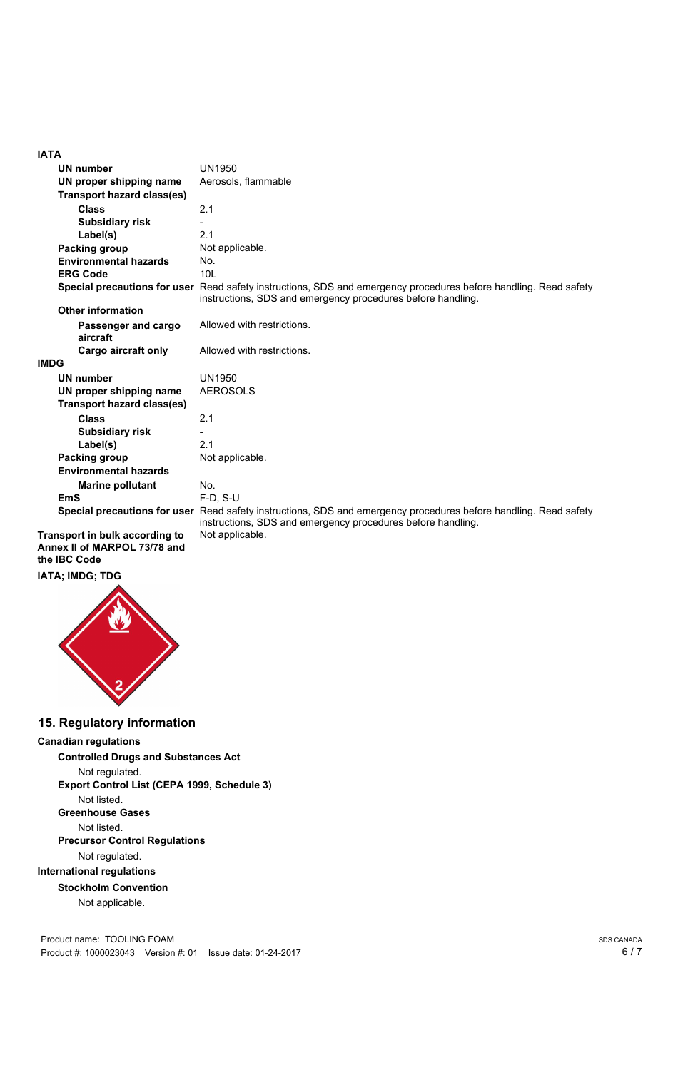### IATA

| | |
|---|---|
| **UN number** | UN1950 |
| **UN proper shipping name** | Aerosols, flammable |
| **Transport hazard class(es)** | |
| **Class** | 2.1 |
| **Subsidiary risk** | - |
| **Label(s)** | 2.1 |
| **Packing group** | Not applicable. |
| **Environmental hazards** | No. |
| **ERG Code** | 10L |
| **Special precautions for user** | Read safety instructions, SDS and emergency procedures before handling. Read safety instructions, SDS and emergency procedures before handling. |
| **Other information** | |
| **Passenger and cargo aircraft** | Allowed with restrictions. |
| **Cargo aircraft only** | Allowed with restrictions. |

### IMDG

| | |
|---|---|
| **UN number** | UN1950 |
| **UN proper shipping name** | AEROSOLS |
| **Transport hazard class(es)** | |
| **Class** | 2.1 |
| **Subsidiary risk** | - |
| **Label(s)** | 2.1 |
| **Packing group** | Not applicable. |
| **Environmental hazards** | |
| **Marine pollutant** | No. |
| **EmS** | F-D, S-U |
| **Special precautions for user** | Read safety instructions, SDS and emergency procedures before handling. Read safety instructions, SDS and emergency procedures before handling. |

**Transport in bulk according to Annex II of MARPOL 73/78 and the IBC Code** Not applicable.

**IATA; IMDG; TDG**

## 15. Regulatory information

**Canadian regulations**

**Controlled Drugs and Substances Act**

Not regulated.

**Export Control List (CEPA 1999, Schedule 3)**

Not listed.

**Greenhouse Gases**

Not listed.

**Precursor Control Regulations**

Not regulated.

**International regulations**

**Stockholm Convention**

Not applicable.

Product name: TOOLING FOAM
Product #: 1000023043 Version #: 01 Issue date: 01-24-2017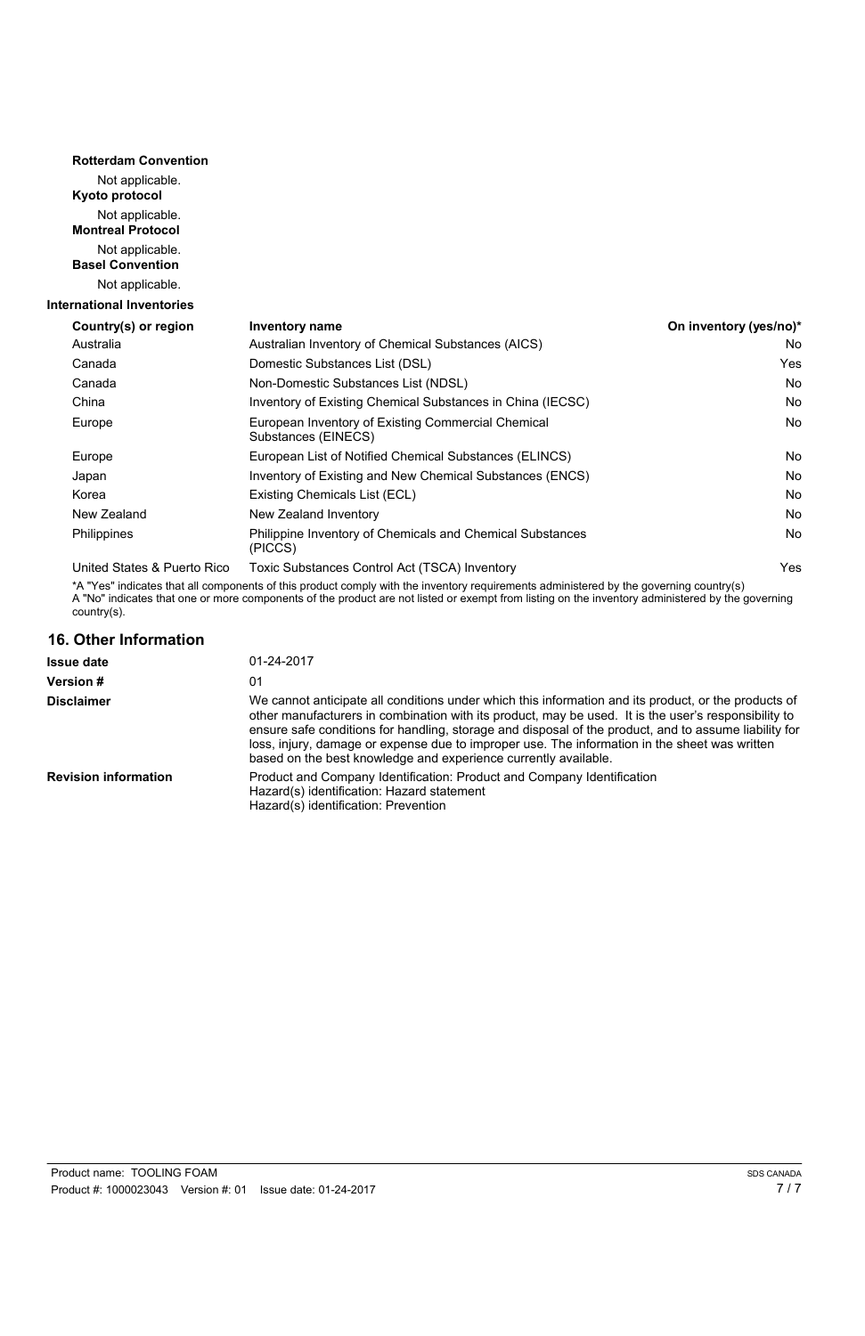**Rotterdam Convention**

Not applicable.

**Kyoto protocol**

Not applicable.

**Montreal Protocol**

Not applicable.

**Basel Convention**

Not applicable.

**International Inventories**

| Country(s) or region | Inventory name | On inventory (yes/no)* |
|---|---|---|
| Australia | Australian Inventory of Chemical Substances (AICS) | No |
| Canada | Domestic Substances List (DSL) | Yes |
| Canada | Non-Domestic Substances List (NDSL) | No |
| China | Inventory of Existing Chemical Substances in China (IECSC) | No |
| Europe | European Inventory of Existing Commercial Chemical Substances (EINECS) | No |
| Europe | European List of Notified Chemical Substances (ELINCS) | No |
| Japan | Inventory of Existing and New Chemical Substances (ENCS) | No |
| Korea | Existing Chemicals List (ECL) | No |
| New Zealand | New Zealand Inventory | No |
| Philippines | Philippine Inventory of Chemicals and Chemical Substances (PICCS) | No |
| United States & Puerto Rico | Toxic Substances Control Act (TSCA) Inventory | Yes |

*A "Yes" indicates that all components of this product comply with the inventory requirements administered by the governing country(s)
A "No" indicates that one or more components of the product are not listed or exempt from listing on the inventory administered by the governing country(s).

## 16. Other Information

**Issue date** 01-24-2017

**Version #** 01

**Disclaimer** We cannot anticipate all conditions under which this information and its product, or the products of other manufacturers in combination with its product, may be used. It is the user's responsibility to ensure safe conditions for handling, storage and disposal of the product, and to assume liability for loss, injury, damage or expense due to improper use. The information in the sheet was written based on the best knowledge and experience currently available.

**Revision information** Product and Company Identification: Product and Company Identification
Hazard(s) identification: Hazard statement
Hazard(s) identification: Prevention